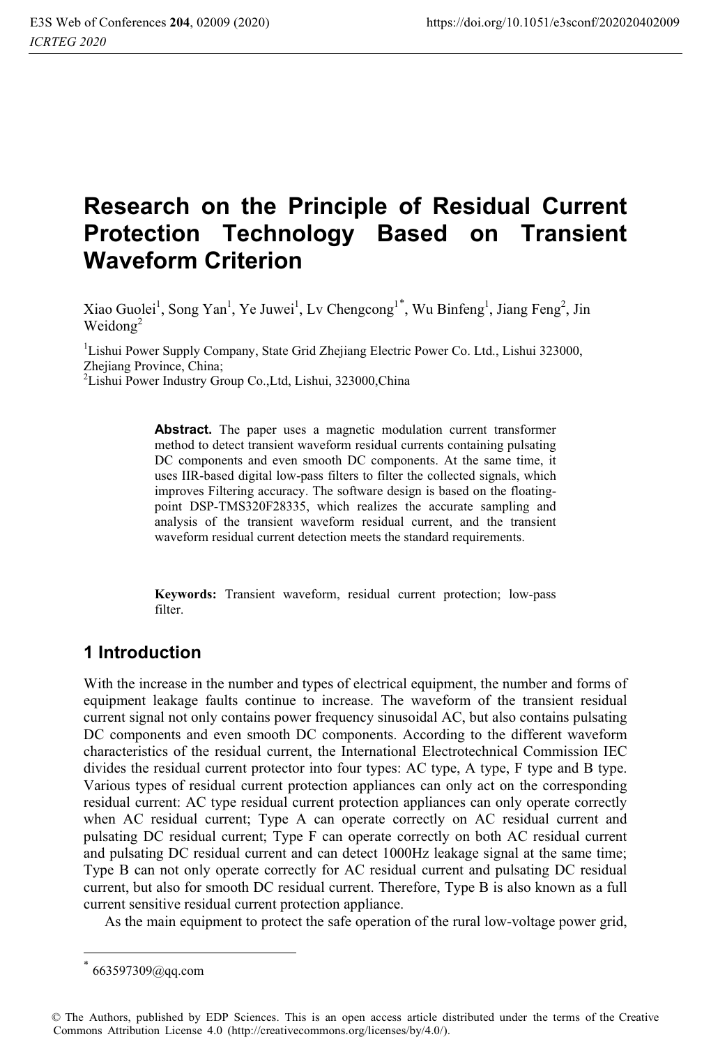# Research on the Principle of Residual Current Protection Technology Based on Transient Waveform Criterion

Xiao Guolei[1], Song Yan[1], Ye Juwei[1], Lv Chengcong[1*], Wu Binfeng[1], Jiang Feng[2], Jin Weidong[2]

[1]Lishui Power Supply Company, State Grid Zhejiang Electric Power Co. Ltd., Lishui 323000, Zhejiang Province, China;
[2]Lishui Power Industry Group Co.,Ltd, Lishui, 323000,China

**Abstract.** The paper uses a magnetic modulation current transformer method to detect transient waveform residual currents containing pulsating DC components and even smooth DC components. At the same time, it uses IIR-based digital low-pass filters to filter the collected signals, which improves Filtering accuracy. The software design is based on the floating-point DSP-TMS320F28335, which realizes the accurate sampling and analysis of the transient waveform residual current, and the transient waveform residual current detection meets the standard requirements.

**Keywords:** Transient waveform, residual current protection; low-pass filter.

## 1 Introduction

With the increase in the number and types of electrical equipment, the number and forms of equipment leakage faults continue to increase. The waveform of the transient residual current signal not only contains power frequency sinusoidal AC, but also contains pulsating DC components and even smooth DC components. According to the different waveform characteristics of the residual current, the International Electrotechnical Commission IEC divides the residual current protector into four types: AC type, A type, F type and B type. Various types of residual current protection appliances can only act on the corresponding residual current: AC type residual current protection appliances can only operate correctly when AC residual current; Type A can operate correctly on AC residual current and pulsating DC residual current; Type F can operate correctly on both AC residual current and pulsating DC residual current and can detect 1000Hz leakage signal at the same time; Type B can not only operate correctly for AC residual current and pulsating DC residual current, but also for smooth DC residual current. Therefore, Type B is also known as a full current sensitive residual current protection appliance.

As the main equipment to protect the safe operation of the rural low-voltage power grid,

[*] 663597309@qq.com

© The Authors, published by EDP Sciences. This is an open access article distributed under the terms of the Creative Commons Attribution License 4.0 (http://creativecommons.org/licenses/by/4.0/).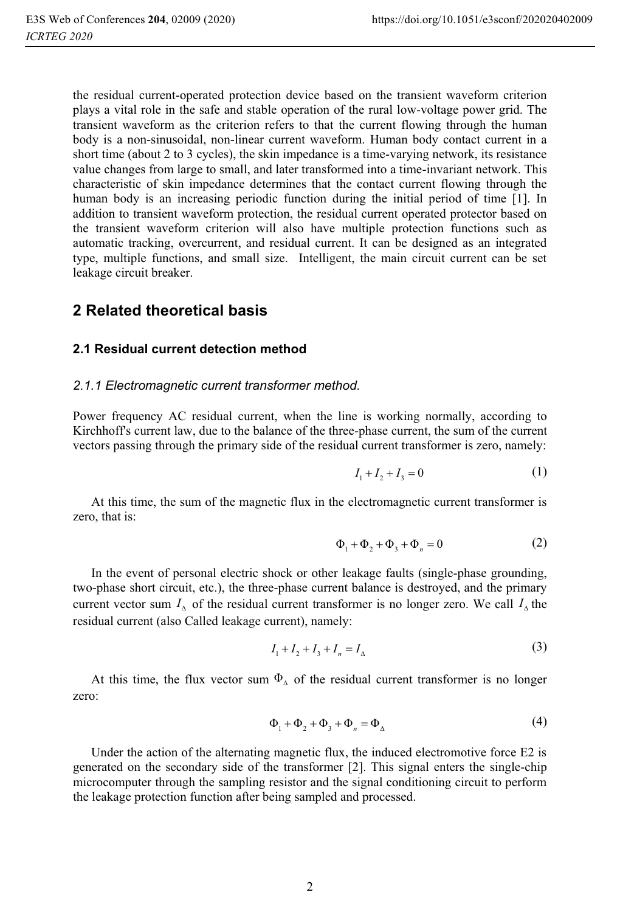the residual current-operated protection device based on the transient waveform criterion plays a vital role in the safe and stable operation of the rural low-voltage power grid. The transient waveform as the criterion refers to that the current flowing through the human body is a non-sinusoidal, non-linear current waveform. Human body contact current in a short time (about 2 to 3 cycles), the skin impedance is a time-varying network, its resistance value changes from large to small, and later transformed into a time-invariant network. This characteristic of skin impedance determines that the contact current flowing through the human body is an increasing periodic function during the initial period of time [1]. In addition to transient waveform protection, the residual current operated protector based on the transient waveform criterion will also have multiple protection functions such as automatic tracking, overcurrent, and residual current. It can be designed as an integrated type, multiple functions, and small size. Intelligent, the main circuit current can be set leakage circuit breaker.

## 2 Related theoretical basis

### 2.1 Residual current detection method

#### *2.1.1 Electromagnetic current transformer method.*

Power frequency AC residual current, when the line is working normally, according to Kirchhoff's current law, due to the balance of the three-phase current, the sum of the current vectors passing through the primary side of the residual current transformer is zero, namely:

$$I_1 + I_2 + I_3 = 0 \tag{1}$$

At this time, the sum of the magnetic flux in the electromagnetic current transformer is zero, that is:

$$\Phi_1 + \Phi_2 + \Phi_3 + \Phi_n = 0 \tag{2}$$

In the event of personal electric shock or other leakage faults (single-phase grounding, two-phase short circuit, etc.), the three-phase current balance is destroyed, and the primary current vector sum $I_\Delta$ of the residual current transformer is no longer zero. We call $I_\Delta$ the residual current (also Called leakage current), namely:

$$I_1 + I_2 + I_3 + I_n = I_\Delta \tag{3}$$

At this time, the flux vector sum $\Phi_\Delta$ of the residual current transformer is no longer zero:

$$\Phi_1 + \Phi_2 + \Phi_3 + \Phi_n = \Phi_\Delta \tag{4}$$

Under the action of the alternating magnetic flux, the induced electromotive force E2 is generated on the secondary side of the transformer [2]. This signal enters the single-chip microcomputer through the sampling resistor and the signal conditioning circuit to perform the leakage protection function after being sampled and processed.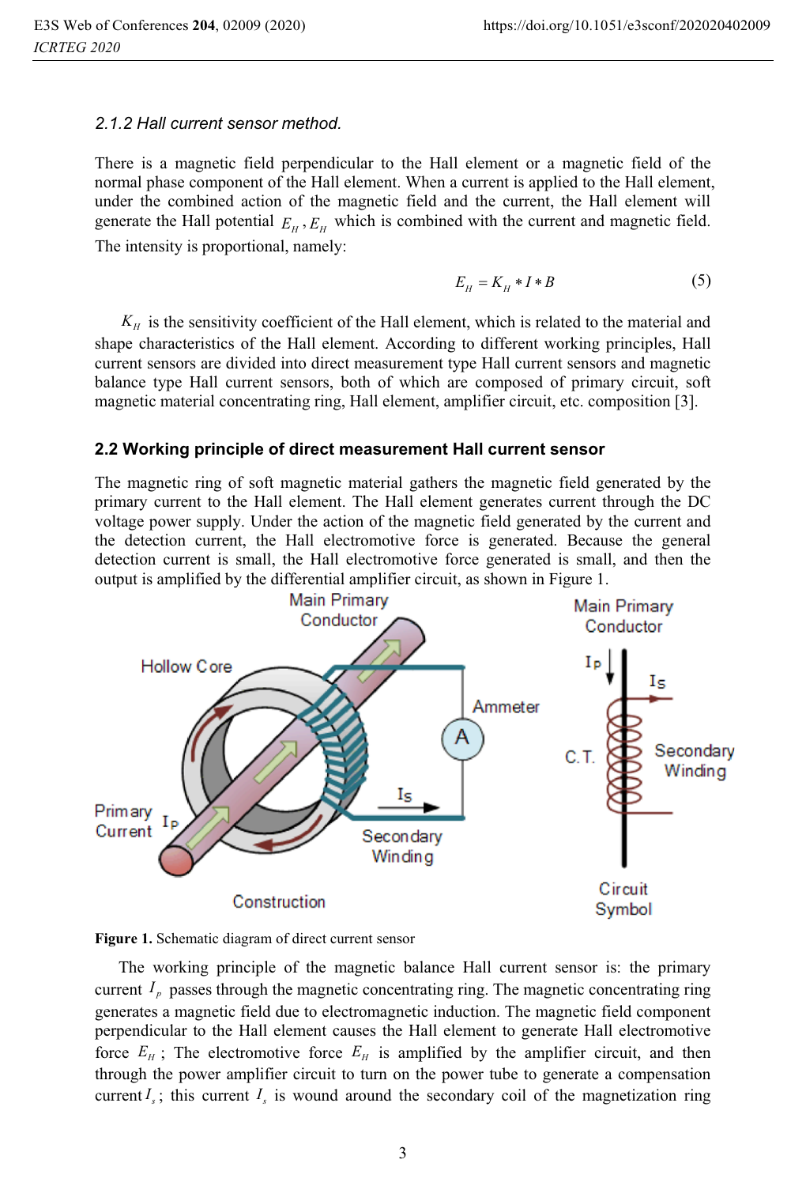### 2.1.2 Hall current sensor method.

There is a magnetic field perpendicular to the Hall element or a magnetic field of the normal phase component of the Hall element. When a current is applied to the Hall element, under the combined action of the magnetic field and the current, the Hall element will generate the Hall potential $E_H$, $E_H$ which is combined with the current and magnetic field. The intensity is proportional, namely:

$$E_H = K_H * I * B \tag{5}$$

$K_H$ is the sensitivity coefficient of the Hall element, which is related to the material and shape characteristics of the Hall element. According to different working principles, Hall current sensors are divided into direct measurement type Hall current sensors and magnetic balance type Hall current sensors, both of which are composed of primary circuit, soft magnetic material concentrating ring, Hall element, amplifier circuit, etc. composition [3].

## 2.2 Working principle of direct measurement Hall current sensor

The magnetic ring of soft magnetic material gathers the magnetic field generated by the primary current to the Hall element. The Hall element generates current through the DC voltage power supply. Under the action of the magnetic field generated by the current and the detection current, the Hall electromotive force is generated. Because the general detection current is small, the Hall electromotive force generated is small, and then the output is amplified by the differential amplifier circuit, as shown in Figure 1.

**Figure 1.** Schematic diagram of direct current sensor

The working principle of the magnetic balance Hall current sensor is: the primary current $I_p$ passes through the magnetic concentrating ring. The magnetic concentrating ring generates a magnetic field due to electromagnetic induction. The magnetic field component perpendicular to the Hall element causes the Hall element to generate Hall electromotive force $E_H$; The electromotive force $E_H$ is amplified by the amplifier circuit, and then through the power amplifier circuit to turn on the power tube to generate a compensation current $I_s$; this current $I_s$ is wound around the secondary coil of the magnetization ring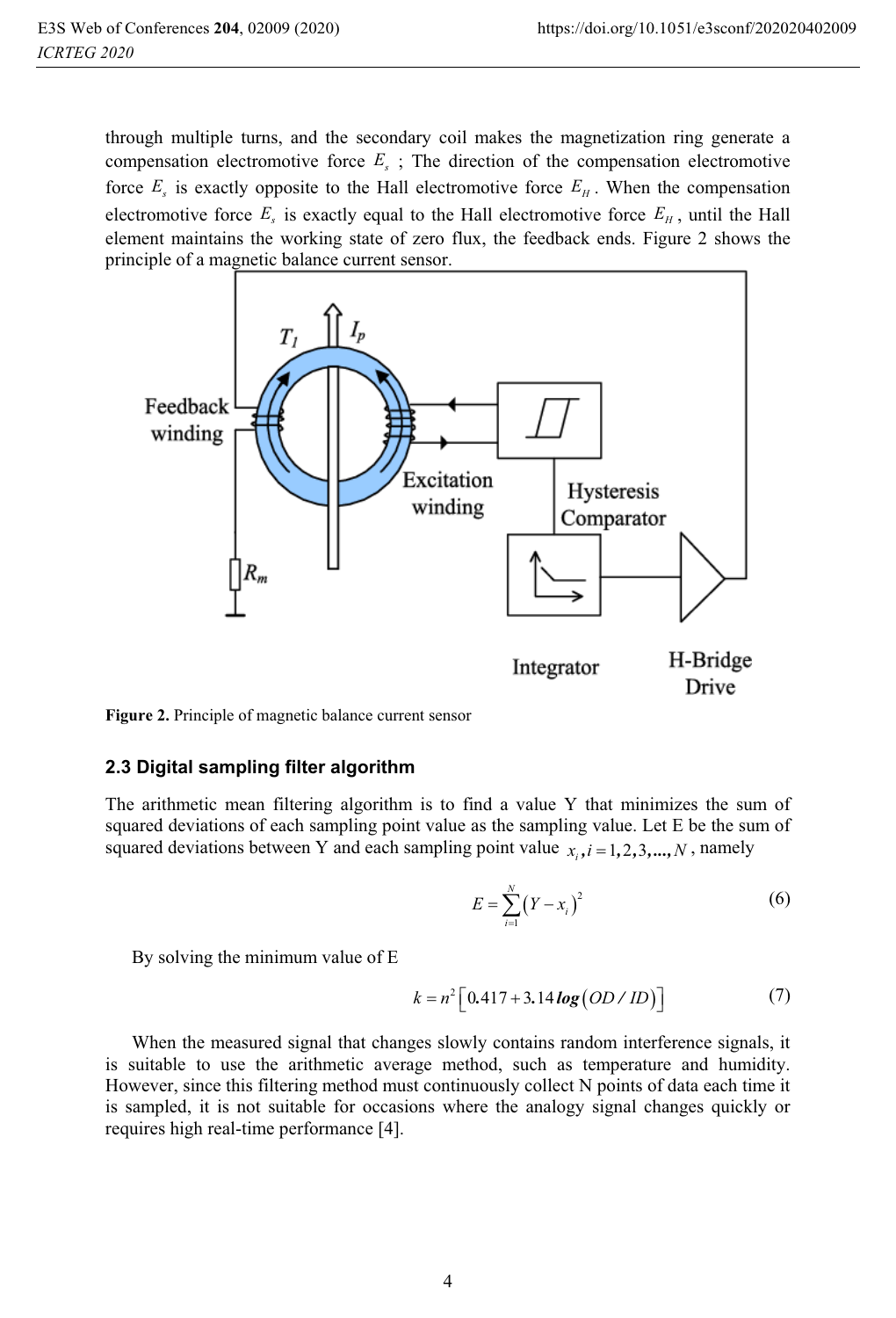through multiple turns, and the secondary coil makes the magnetization ring generate a compensation electromotive force $E_s$ ; The direction of the compensation electromotive force $E_s$ is exactly opposite to the Hall electromotive force $E_H$ . When the compensation electromotive force $E_s$ is exactly equal to the Hall electromotive force $E_H$ , until the Hall element maintains the working state of zero flux, the feedback ends. Figure 2 shows the principle of a magnetic balance current sensor.

**Figure 2.** Principle of magnetic balance current sensor

### 2.3 Digital sampling filter algorithm

The arithmetic mean filtering algorithm is to find a value Y that minimizes the sum of squared deviations of each sampling point value as the sampling value. Let E be the sum of squared deviations between Y and each sampling point value $x_i, i = 1, 2, 3, ..., N$ , namely

$$E = \sum_{i=1}^{N} \left(Y - x_i\right)^2 \tag{6}$$

By solving the minimum value of E

$$k = n^2 \left[ 0.417 + 3.14 \log\left(OD / ID\right) \right] \tag{7}$$

When the measured signal that changes slowly contains random interference signals, it is suitable to use the arithmetic average method, such as temperature and humidity. However, since this filtering method must continuously collect N points of data each time it is sampled, it is not suitable for occasions where the analogy signal changes quickly or requires high real-time performance [4].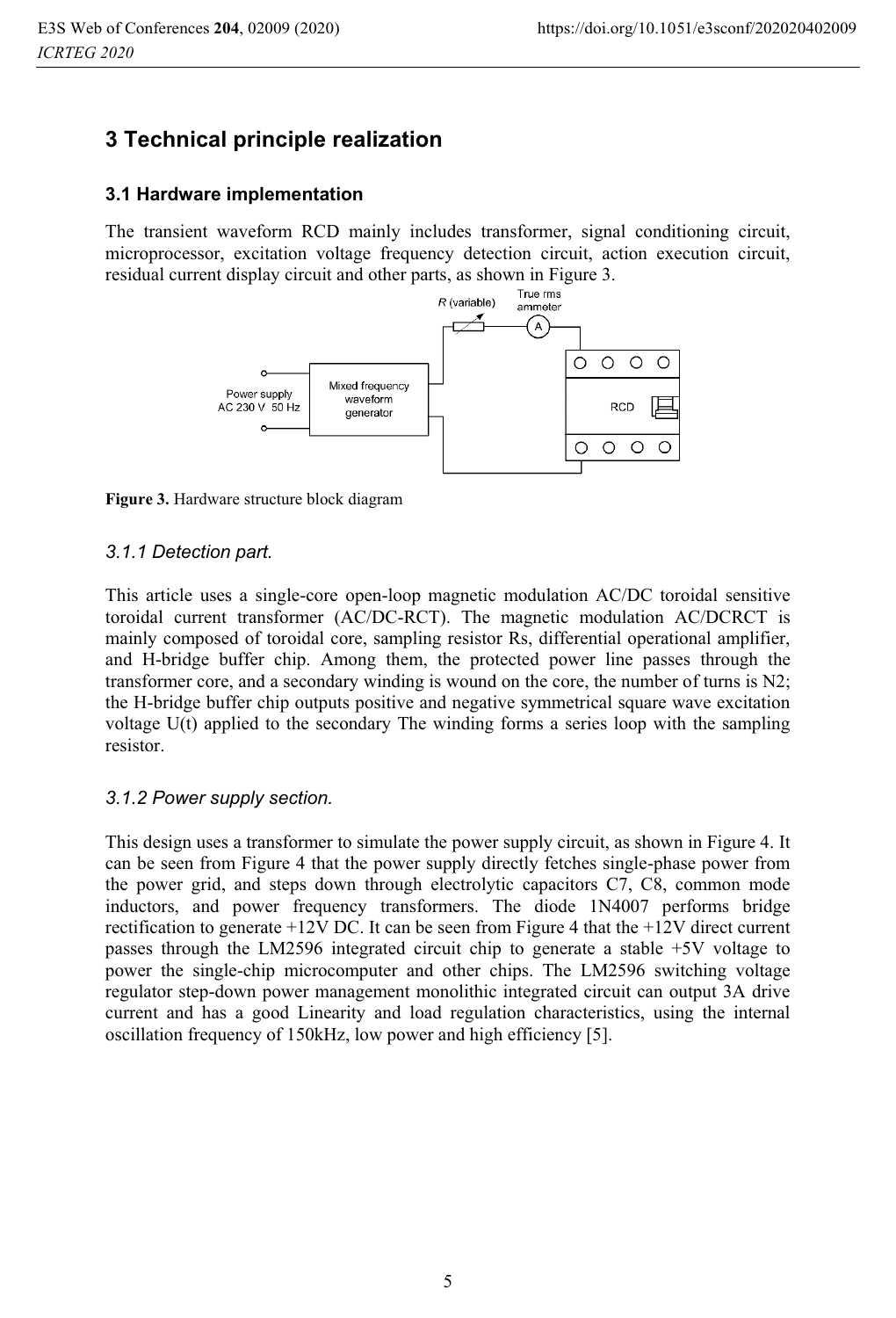# 3 Technical principle realization

## 3.1 Hardware implementation

The transient waveform RCD mainly includes transformer, signal conditioning circuit, microprocessor, excitation voltage frequency detection circuit, action execution circuit, residual current display circuit and other parts, as shown in Figure 3.

**Figure 3.** Hardware structure block diagram

### *3.1.1 Detection part.*

This article uses a single-core open-loop magnetic modulation AC/DC toroidal sensitive toroidal current transformer (AC/DC-RCT). The magnetic modulation AC/DCRCT is mainly composed of toroidal core, sampling resistor Rs, differential operational amplifier, and H-bridge buffer chip. Among them, the protected power line passes through the transformer core, and a secondary winding is wound on the core, the number of turns is N2; the H-bridge buffer chip outputs positive and negative symmetrical square wave excitation voltage U(t) applied to the secondary The winding forms a series loop with the sampling resistor.

### *3.1.2 Power supply section.*

This design uses a transformer to simulate the power supply circuit, as shown in Figure 4. It can be seen from Figure 4 that the power supply directly fetches single-phase power from the power grid, and steps down through electrolytic capacitors C7, C8, common mode inductors, and power frequency transformers. The diode 1N4007 performs bridge rectification to generate +12V DC. It can be seen from Figure 4 that the +12V direct current passes through the LM2596 integrated circuit chip to generate a stable +5V voltage to power the single-chip microcomputer and other chips. The LM2596 switching voltage regulator step-down power management monolithic integrated circuit can output 3A drive current and has a good Linearity and load regulation characteristics, using the internal oscillation frequency of 150kHz, low power and high efficiency [5].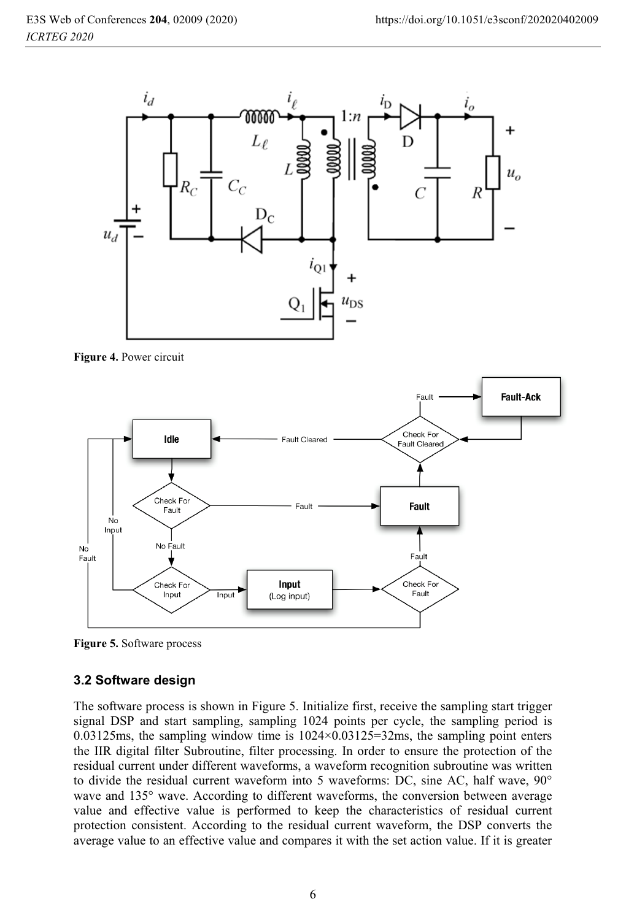**Figure 4.** Power circuit

**Figure 5.** Software process

### 3.2 Software design

The software process is shown in Figure 5. Initialize first, receive the sampling start trigger signal DSP and start sampling, sampling 1024 points per cycle, the sampling period is 0.03125ms, the sampling window time is 1024×0.03125=32ms, the sampling point enters the IIR digital filter Subroutine, filter processing. In order to ensure the protection of the residual current under different waveforms, a waveform recognition subroutine was written to divide the residual current waveform into 5 waveforms: DC, sine AC, half wave, 90° wave and 135° wave. According to different waveforms, the conversion between average value and effective value is performed to keep the characteristics of residual current protection consistent. According to the residual current waveform, the DSP converts the average value to an effective value and compares it with the set action value. If it is greater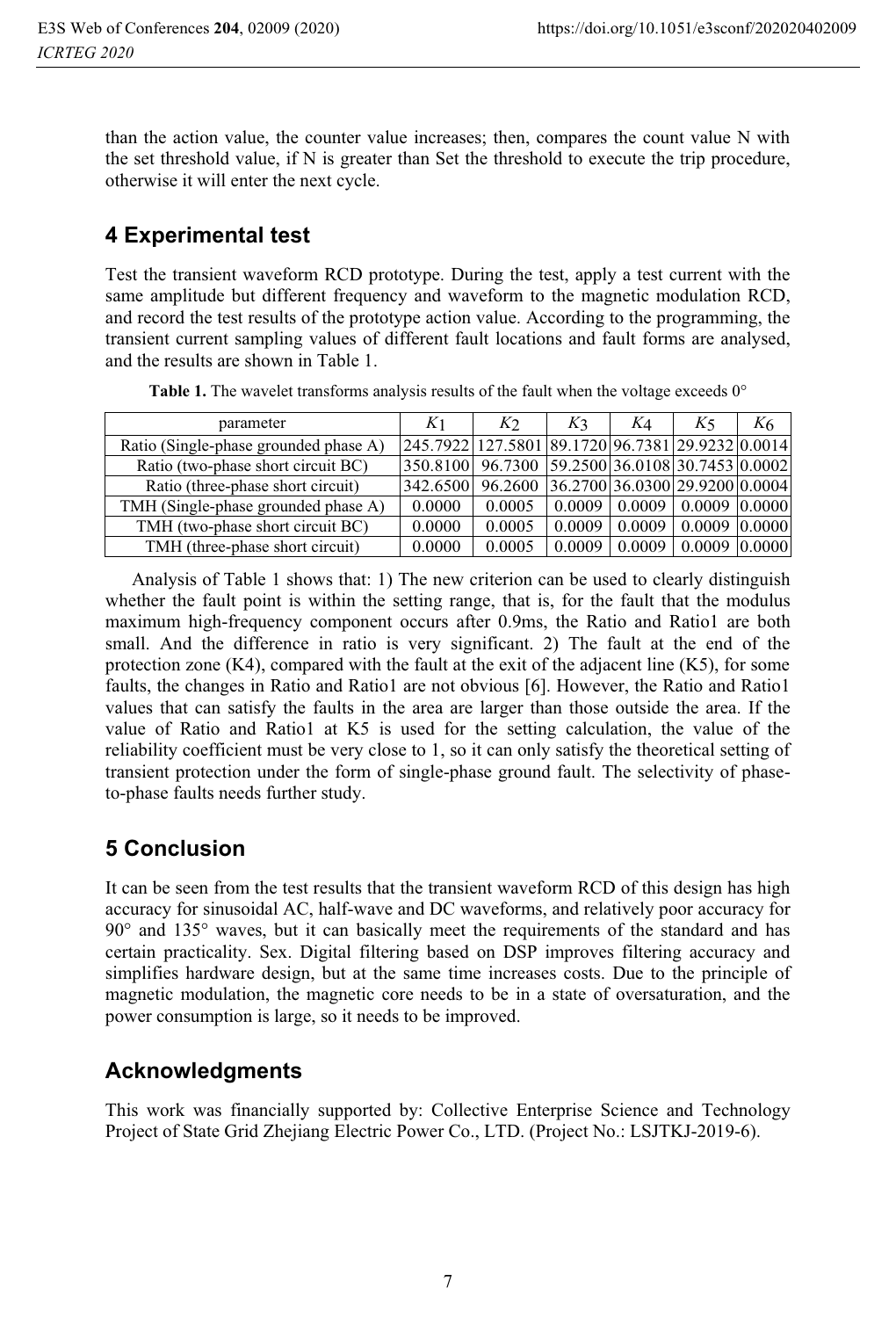than the action value, the counter value increases; then, compares the count value N with the set threshold value, if N is greater than Set the threshold to execute the trip procedure, otherwise it will enter the next cycle.

## 4 Experimental test

Test the transient waveform RCD prototype. During the test, apply a test current with the same amplitude but different frequency and waveform to the magnetic modulation RCD, and record the test results of the prototype action value. According to the programming, the transient current sampling values of different fault locations and fault forms are analysed, and the results are shown in Table 1.

**Table 1.** The wavelet transforms analysis results of the fault when the voltage exceeds 0°

| parameter | $K_1$ | $K_2$ | $K_3$ | $K_4$ | $K_5$ | $K_6$ |
|---|---|---|---|---|---|---|
| Ratio (Single-phase grounded phase A) | 245.7922 | 127.5801 | 89.1720 | 96.7381 | 29.9232 | 0.0014 |
| Ratio (two-phase short circuit BC) | 350.8100 | 96.7300 | 59.2500 | 36.0108 | 30.7453 | 0.0002 |
| Ratio (three-phase short circuit) | 342.6500 | 96.2600 | 36.2700 | 36.0300 | 29.9200 | 0.0004 |
| TMH (Single-phase grounded phase A) | 0.0000 | 0.0005 | 0.0009 | 0.0009 | 0.0009 | 0.0000 |
| TMH (two-phase short circuit BC) | 0.0000 | 0.0005 | 0.0009 | 0.0009 | 0.0009 | 0.0000 |
| TMH (three-phase short circuit) | 0.0000 | 0.0005 | 0.0009 | 0.0009 | 0.0009 | 0.0000 |

Analysis of Table 1 shows that: 1) The new criterion can be used to clearly distinguish whether the fault point is within the setting range, that is, for the fault that the modulus maximum high-frequency component occurs after 0.9ms, the Ratio and Ratio1 are both small. And the difference in ratio is very significant. 2) The fault at the end of the protection zone (K4), compared with the fault at the exit of the adjacent line (K5), for some faults, the changes in Ratio and Ratio1 are not obvious [6]. However, the Ratio and Ratio1 values that can satisfy the faults in the area are larger than those outside the area. If the value of Ratio and Ratio1 at K5 is used for the setting calculation, the value of the reliability coefficient must be very close to 1, so it can only satisfy the theoretical setting of transient protection under the form of single-phase ground fault. The selectivity of phase-to-phase faults needs further study.

## 5 Conclusion

It can be seen from the test results that the transient waveform RCD of this design has high accuracy for sinusoidal AC, half-wave and DC waveforms, and relatively poor accuracy for 90° and 135° waves, but it can basically meet the requirements of the standard and has certain practicality. Sex. Digital filtering based on DSP improves filtering accuracy and simplifies hardware design, but at the same time increases costs. Due to the principle of magnetic modulation, the magnetic core needs to be in a state of oversaturation, and the power consumption is large, so it needs to be improved.

## Acknowledgments

This work was financially supported by: Collective Enterprise Science and Technology Project of State Grid Zhejiang Electric Power Co., LTD. (Project No.: LSJTKJ-2019-6).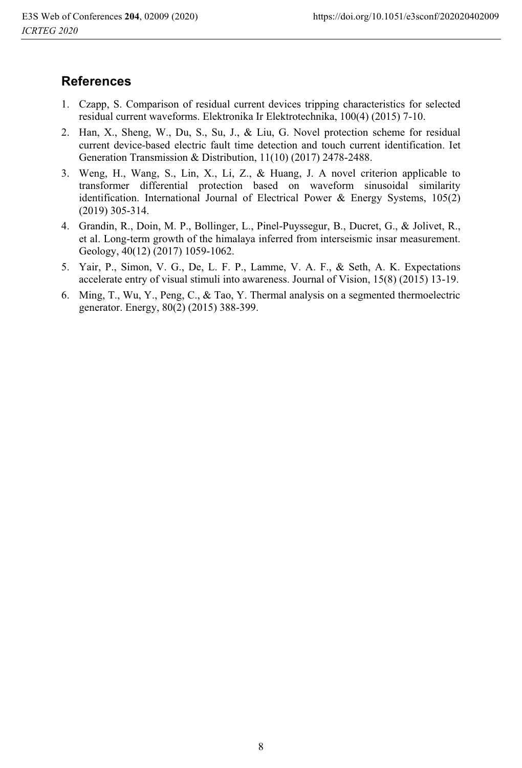## References

1. Czapp, S. Comparison of residual current devices tripping characteristics for selected residual current waveforms. Elektronika Ir Elektrotechnika, 100(4) (2015) 7-10.
2. Han, X., Sheng, W., Du, S., Su, J., & Liu, G. Novel protection scheme for residual current device-based electric fault time detection and touch current identification. Iet Generation Transmission & Distribution, 11(10) (2017) 2478-2488.
3. Weng, H., Wang, S., Lin, X., Li, Z., & Huang, J. A novel criterion applicable to transformer differential protection based on waveform sinusoidal similarity identification. International Journal of Electrical Power & Energy Systems, 105(2) (2019) 305-314.
4. Grandin, R., Doin, M. P., Bollinger, L., Pinel-Puyssegur, B., Ducret, G., & Jolivet, R., et al. Long-term growth of the himalaya inferred from interseismic insar measurement. Geology, 40(12) (2017) 1059-1062.
5. Yair, P., Simon, V. G., De, L. F. P., Lamme, V. A. F., & Seth, A. K. Expectations accelerate entry of visual stimuli into awareness. Journal of Vision, 15(8) (2015) 13-19.
6. Ming, T., Wu, Y., Peng, C., & Tao, Y. Thermal analysis on a segmented thermoelectric generator. Energy, 80(2) (2015) 388-399.